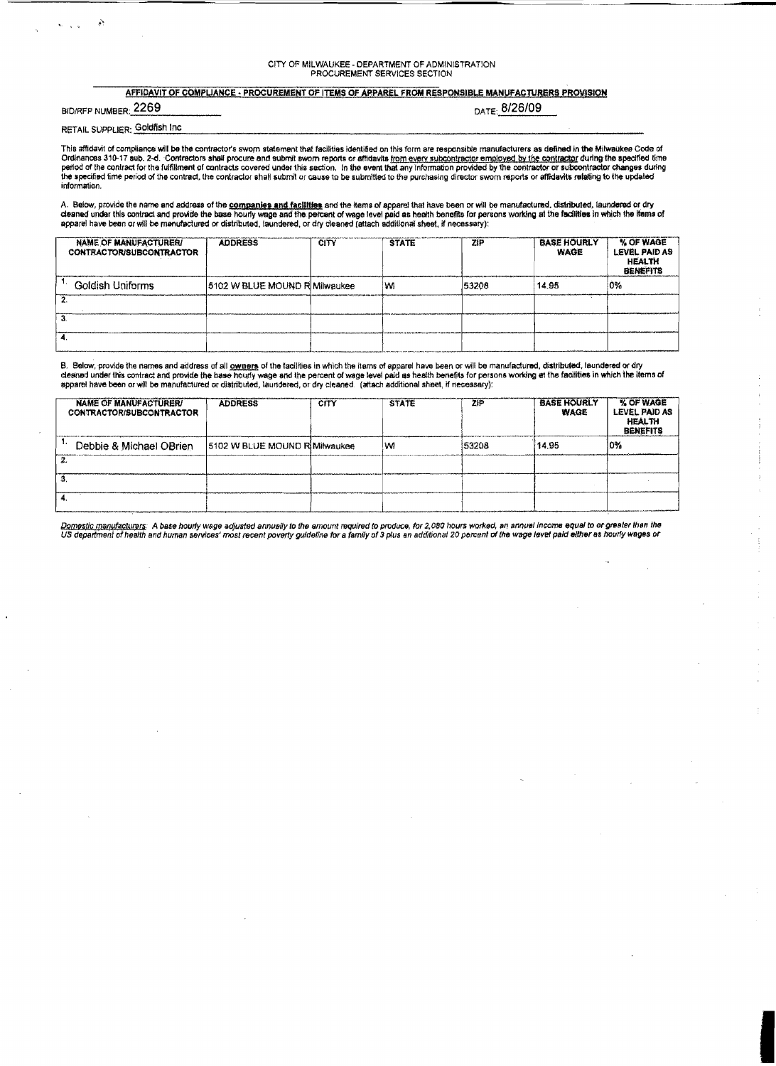CITY OF MILWAUKEE - DEPARTMENT OF ADMINISTRATION
PROCUREMENT SERVICES SECTION

## AFFIDAVIT OF COMPLIANCE - PROCUREMENT OF ITEMS OF APPAREL FROM RESPONSIBLE MANUFACTURERS PROVISION

BID/RFP NUMBER: 2269 DATE: 8/26/09

RETAIL SUPPLIER: Goldfish Inc

This affidavit of compliance will be the contractor's sworn statement that facilities identified on this form are responsible manufacturers as defined in the Milwaukee Code of Ordinances 310-17 sub. 2-d. Contractors shall procure and submit sworn reports or affidavits from every subcontractor employed by the contractor during the specified time period of the contract for the fulfillment of contracts covered under this section. In the event that any information provided by the contractor or subcontractor changes during the specified time period of the contract, the contractor shall submit or cause to be submitted to the purchasing director sworn reports or affidavits relating to the updated information.

A. Below, provide the name and address of the **companies and facilities** and the items of apparel that have been or will be manufactured, distributed, laundered or dry cleaned under this contract and provide the base hourly wage and the percent of wage level paid as health benefits for persons working at the facilities in which the items of apparel have been or will be manufactured or distributed, laundered, or dry cleaned (attach additional sheet, if necessary):

| NAME OF MANUFACTURER/ CONTRACTOR/SUBCONTRACTOR | ADDRESS | CITY | STATE | ZIP | BASE HOURLY WAGE | % OF WAGE LEVEL PAID AS HEALTH BENEFITS |
|---|---|---|---|---|---|---|
| 1. Goldish Uniforms | 5102 W BLUE MOUND R | Milwaukee | WI | 53208 | 14.95 | 0% |
| 2. | | | | | | |
| 3. | | | | | | |
| 4. | | | | | | |

B. Below, provide the names and address of all **owners** of the facilities in which the items of apparel have been or will be manufactured, distributed, laundered or dry cleaned under this contract and provide the base hourly wage and the percent of wage level paid as health benefits for persons working at the facilities in which the items of apparel have been or will be manufactured or distributed, laundered, or dry cleaned (attach additional sheet, if necessary):

| NAME OF MANUFACTURER/ CONTRACTOR/SUBCONTRACTOR | ADDRESS | CITY | STATE | ZIP | BASE HOURLY WAGE | % OF WAGE LEVEL PAID AS HEALTH BENEFITS |
|---|---|---|---|---|---|---|
| 1. Debbie & Michael OBrien | 5102 W BLUE MOUND R | Milwaukee | WI | 53208 | 14.95 | 0% |
| 2. | | | | | | |
| 3. | | | | | | |
| 4. | | | | | | |

*Domestic manufacturers: A base hourly wage adjusted annually to the amount required to produce, for 2,080 hours worked, an annual income equal to or greater than the US department of health and human services' most recent poverty guideline for a family of 3 plus an additional 20 percent of the wage level paid either as hourly wages or*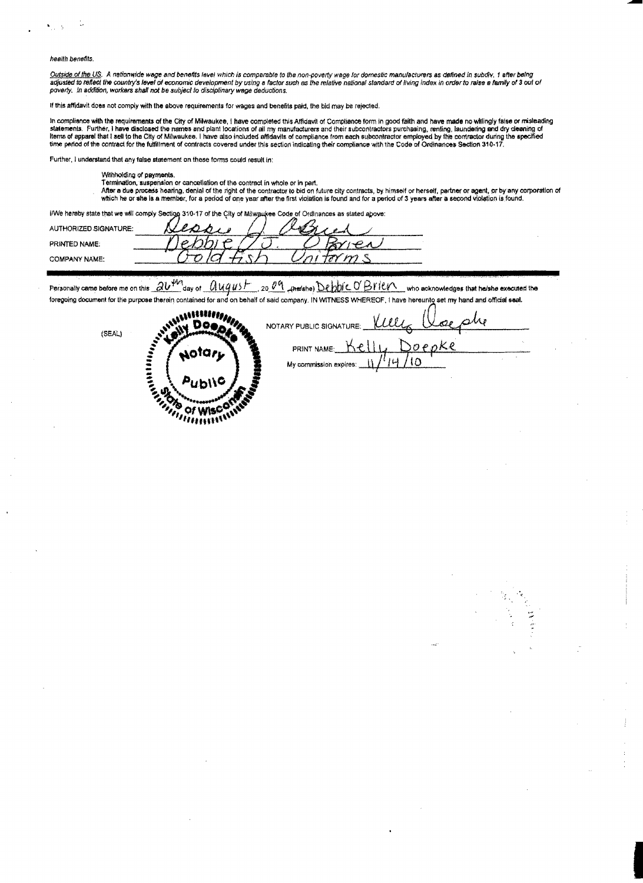*health benefits.*

*Outside of the US. A nationwide wage and benefits level which is comparable to the non-poverty wage for domestic manufacturers as defined in subdiv. 1 after being adjusted to reflect the country's level of economic development by using a factor such as the relative national standard of living index in order to raise a family of 3 out of poverty. In addition, workers shall not be subject to disciplinary wage deductions.*

If this affidavit does not comply with the above requirements for wages and benefits paid, the bid may be rejected.

In compliance with the requirements of the City of Milwaukee, I have completed this Affidavit of Compliance form in good faith and have made no willingly false or misleading statements. Further, I have disclosed the names and plant locations of all my manufacturers and their subcontractors purchasing, renting, laundering and dry cleaning of items of apparel that I sell to the City of Milwaukee. I have also included affidavits of compliance from each subcontractor employed by the contractor during the specified time period of the contract for the fulfillment of contracts covered under this section indicating their compliance with the Code of Ordinances Section 310-17.

Further, I understand that any false statement on these forms could result in:

- Withholding of payments.
- Termination, suspension or cancellation of the contract in whole or in part.
- After a due process hearing, denial of the right of the contractor to bid on future city contracts, by himself or herself, partner or agent, or by any corporation of which he or she is a member, for a period of one year after the first violation is found and for a period of 3 years after a second violation is found.

I/We hereby state that we will comply Section 310-17 of the City of Milwaukee Code of Ordinances as stated above:

AUTHORIZED SIGNATURE: Debbie J. O'Brien

PRINTED NAME: Debbie J. O'Brien

COMPANY NAME: Goldfish Uniforms

---

Personally came before me on this 26th day of August, 20 09 (he/she) Debbie O'Brien who acknowledges that he/she executed the foregoing document for the purpose therein contained for and on behalf of said company. IN WITNESS WHEREOF, I have hereunto set my hand and official seal.

(SEAL) Kelly Doepke Notary Public State of Wisconsin

NOTARY PUBLIC SIGNATURE: Kelly Doepke

PRINT NAME: Kelly Doepke

My commission expires: 11/14/10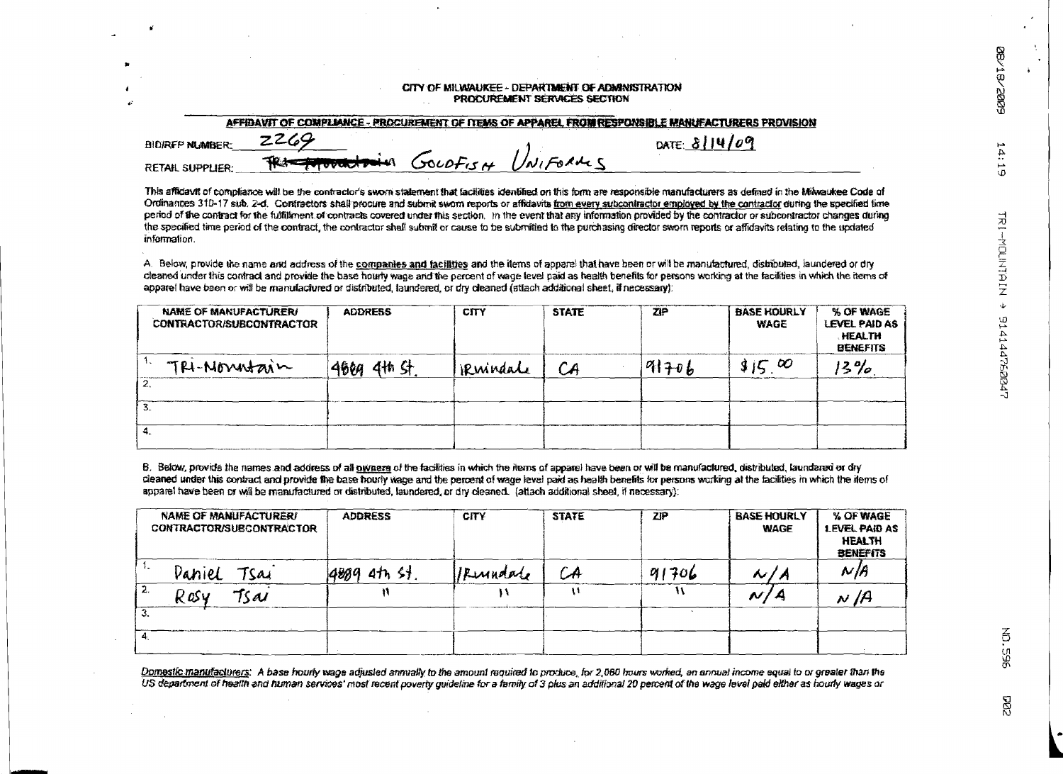CITY OF MILWAUKEE - DEPARTMENT OF ADMINISTRATION
PROCUREMENT SERVICES SECTION

**AFFIDAVIT OF COMPLIANCE - PROCUREMENT OF ITEMS OF APPAREL FROM RESPONSIBLE MANUFACTURERS PROVISION**

BID/RFP NUMBER: 2269

DATE: 8/14/09

RETAIL SUPPLIER: ~~Tri-Mountain~~ Goldfish Uniforms

This affidavit of compliance will be the contractor's sworn statement that facilities identified on this form are responsible manufacturers as defined in the Milwaukee Code of Ordinances 310-17 sub. 2-d. Contractors shall procure and submit sworn reports or affidavits from every subcontractor employed by the contractor during the specified time period of the contract for the fulfillment of contracts covered under this section. In the event that any information provided by the contractor or subcontractor changes during the specified time period of the contract, the contractor shall submit or cause to be submitted to the purchasing director sworn reports or affidavits relating to the updated information.

A. Below, provide the name and address of the companies and facilities and the items of apparel that have been or will be manufactured, distributed, laundered or dry cleaned under this contract and provide the base hourly wage and the percent of wage level paid as health benefits for persons working at the facilities in which the items of apparel have been or will be manufactured or distributed, laundered, or dry cleaned (attach additional sheet, if necessary):

| NAME OF MANUFACTURER/ CONTRACTOR/SUBCONTRACTOR | ADDRESS | CITY | STATE | ZIP | BASE HOURLY WAGE | % OF WAGE LEVEL PAID AS HEALTH BENEFITS |
|---|---|---|---|---|---|---|
| 1. Tri-Mountain | 4889 4th St. | Irwindale | CA | 91706 | $15.00 | 13% |
| 2. | | | | | | |
| 3. | | | | | | |
| 4. | | | | | | |

B. Below, provide the names and address of all owners of the facilities in which the items of apparel have been or will be manufactured, distributed, laundered or dry cleaned under this contract and provide the base hourly wage and the percent of wage level paid as health benefits for persons working at the facilities in which the items of apparel have been or will be manufactured or distributed, laundered, or dry cleaned. (attach additional sheet, if necessary):

| NAME OF MANUFACTURER/ CONTRACTOR/SUBCONTRACTOR | ADDRESS | CITY | STATE | ZIP | BASE HOURLY WAGE | % OF WAGE LEVEL PAID AS HEALTH BENEFITS |
|---|---|---|---|---|---|---|
| 1. Daniel Tsai | 4889 4th St. | Irwindale | CA | 91706 | N/A | N/A |
| 2. Rosy Tsai | " | " | " | " | N/A | N/A |
| 3. | | | | | | |
| 4. | | | | | | |

*Domestic manufacturers: A base hourly wage adjusted annually to the amount required to produce, for 2,080 hours worked, an annual income equal to or greater than the US department of health and human services' most recent poverty guideline for a family of 3 plus an additional 20 percent of the wage level paid either as hourly wages or*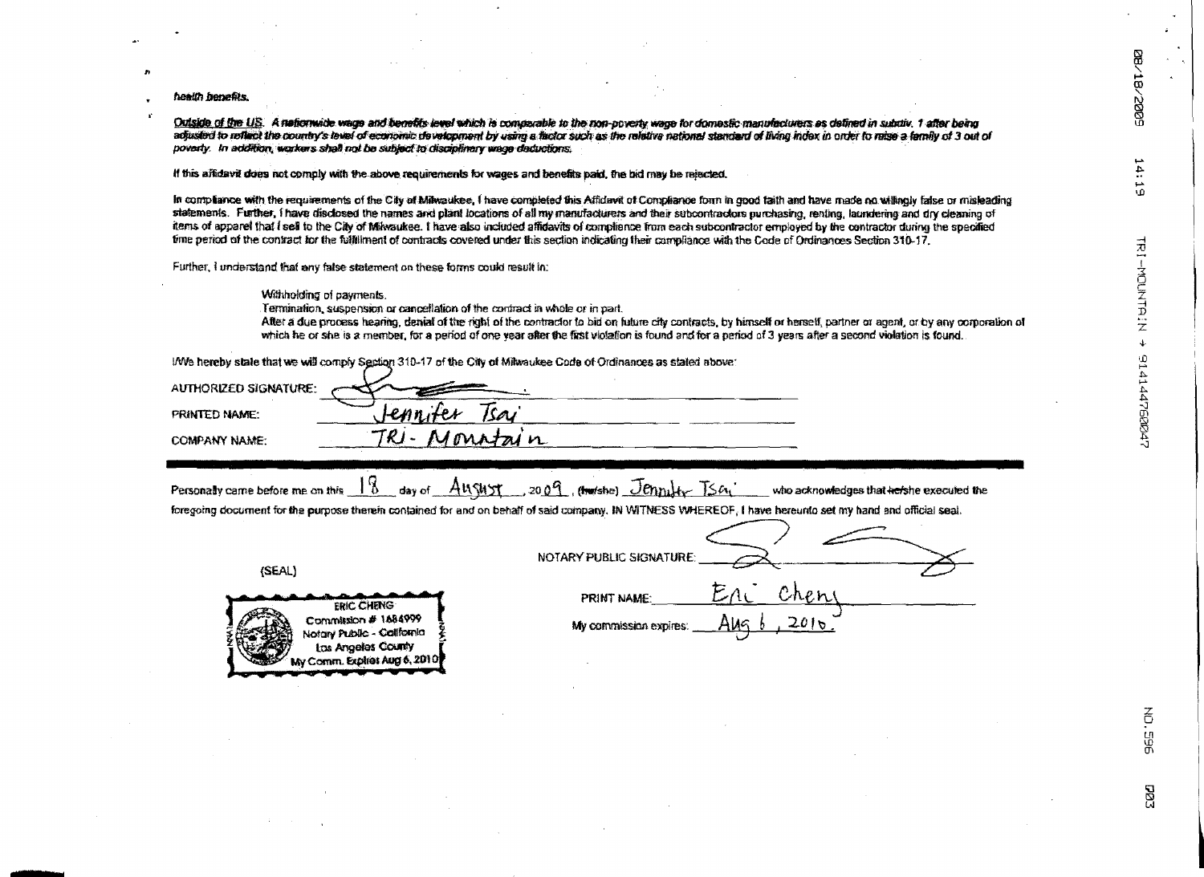health benefits.

*Outside of the US. A nationwide wage and benefits level which is comparable to the non-poverty wage for domestic manufacturers as defined in subdiv. 1 after being adjusted to reflect the country's level of economic development by using a factor such as the relative national standard of living index in order to raise a family of 3 out of poverty. In addition, workers shall not be subject to disciplinary wage deductions.*

If this affidavit does not comply with the above requirements for wages and benefits paid, the bid may be rejected.

In compliance with the requirements of the City of Milwaukee, I have completed this Affidavit of Compliance form in good faith and have made no willingly false or misleading statements. Further, I have disclosed the names and plant locations of all my manufacturers and their subcontractors purchasing, renting, laundering and dry cleaning of items of apparel that I sell to the City of Milwaukee. I have also included affidavits of compliance from each subcontractor employed by the contractor during the specified time period of the contract for the fulfillment of contracts covered under this section indicating their compliance with the Code of Ordinances Section 310-17.

Further, I understand that any false statement on these forms could result in:

- Withholding of payments.
- Termination, suspension or cancellation of the contract in whole or in part.
- After a due process hearing, denial of the right of the contractor to bid on future city contracts, by himself or herself, partner or agent, or by any corporation of which he or she is a member, for a period of one year after the first violation is found and for a period of 3 years after a second violation is found.

I/We hereby state that we will comply Section 310-17 of the City of Milwaukee Code of Ordinances as stated above:

AUTHORIZED SIGNATURE: [signature]

PRINTED NAME: Jennifer Tsai

COMPANY NAME: TRI-Mountain

Personally came before me on this 18 day of August, 2009, (he/she) Jennifer Tsai who acknowledges that he/she executed the foregoing document for the purpose therein contained for and on behalf of said company. IN WITNESS WHEREOF, I have hereunto set my hand and official seal.

(SEAL)

ERIC CHENG
Commission # 1684999
Notary Public - California
Los Angeles County
My Comm. Expires Aug 6, 2010

NOTARY PUBLIC SIGNATURE: [signature]

PRINT NAME: Eric Cheng

My commission expires: Aug 6, 2010.